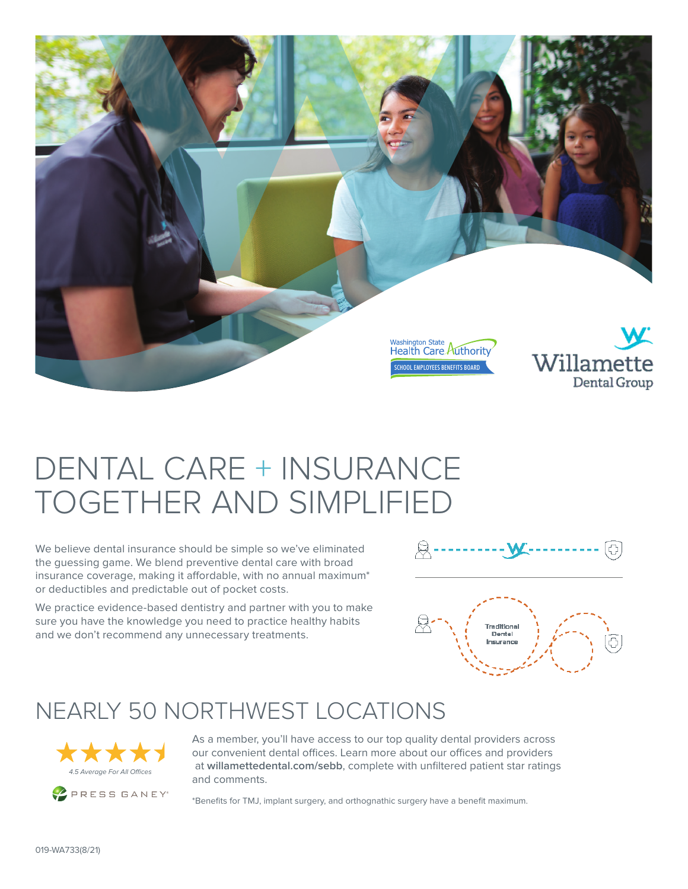Washington State Health Care Authority
SCHOOL EMPLOYEES BENEFITS BOARD

Willamette Dental Group

# DENTAL CARE + INSURANCE TOGETHER AND SIMPLIFIED

We believe dental insurance should be simple so we've eliminated the guessing game. We blend preventive dental care with broad insurance coverage, making it affordable, with no annual maximum* or deductibles and predictable out of pocket costs.

We practice evidence-based dentistry and partner with you to make sure you have the knowledge you need to practice healthy habits and we don't recommend any unnecessary treatments.

Traditional Dental Insurance

# NEARLY 50 NORTHWEST LOCATIONS

*4.5 Average For All Offices*

PRESS GANEY

As a member, you'll have access to our top quality dental providers across our convenient dental offices. Learn more about our offices and providers at **willamettedental.com/sebb**, complete with unfiltered patient star ratings and comments.

*Benefits for TMJ, implant surgery, and orthognathic surgery have a benefit maximum.

019-WA733(8/21)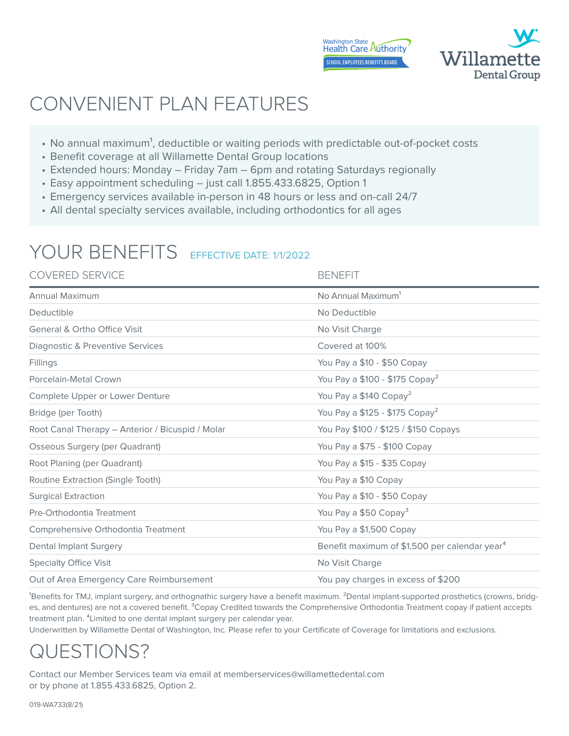Washington State Health Care Authority
SCHOOL EMPLOYEES BENEFITS BOARD

Willamette Dental Group

# CONVENIENT PLAN FEATURES

- No annual maximum[1], deductible or waiting periods with predictable out-of-pocket costs
- Benefit coverage at all Willamette Dental Group locations
- Extended hours: Monday – Friday 7am – 6pm and rotating Saturdays regionally
- Easy appointment scheduling – just call 1.855.433.6825, Option 1
- Emergency services available in-person in 48 hours or less and on-call 24/7
- All dental specialty services available, including orthodontics for all ages

# YOUR BENEFITS EFFECTIVE DATE: 1/1/2022

| COVERED SERVICE | BENEFIT |
|---|---|
| Annual Maximum | No Annual Maximum[1] |
| Deductible | No Deductible |
| General & Ortho Office Visit | No Visit Charge |
| Diagnostic & Preventive Services | Covered at 100% |
| Fillings | You Pay a $10 - $50 Copay |
| Porcelain-Metal Crown | You Pay a $100 - $175 Copay[2] |
| Complete Upper or Lower Denture | You Pay a $140 Copay[2] |
| Bridge (per Tooth) | You Pay a $125 - $175 Copay[2] |
| Root Canal Therapy – Anterior / Bicuspid / Molar | You Pay $100 / $125 / $150 Copays |
| Osseous Surgery (per Quadrant) | You Pay a $75 - $100 Copay |
| Root Planing (per Quadrant) | You Pay a $15 - $35 Copay |
| Routine Extraction (Single Tooth) | You Pay a $10 Copay |
| Surgical Extraction | You Pay a $10 - $50 Copay |
| Pre-Orthodontia Treatment | You Pay a $50 Copay[3] |
| Comprehensive Orthodontia Treatment | You Pay a $1,500 Copay |
| Dental Implant Surgery | Benefit maximum of $1,500 per calendar year[4] |
| Specialty Office Visit | No Visit Charge |
| Out of Area Emergency Care Reimbursement | You pay charges in excess of $200 |

[1]Benefits for TMJ, implant surgery, and orthognathic surgery have a benefit maximum. [2]Dental implant-supported prosthetics (crowns, bridges, and dentures) are not a covered benefit. [3]Copay Credited towards the Comprehensive Orthodontia Treatment copay if patient accepts treatment plan. [4]Limited to one dental implant surgery per calendar year.
Underwritten by Willamette Dental of Washington, Inc. Please refer to your Certificate of Coverage for limitations and exclusions.

# QUESTIONS?

Contact our Member Services team via email at memberservices@willamettedental.com or by phone at 1.855.433.6825, Option 2.

019-WA733(8/21)